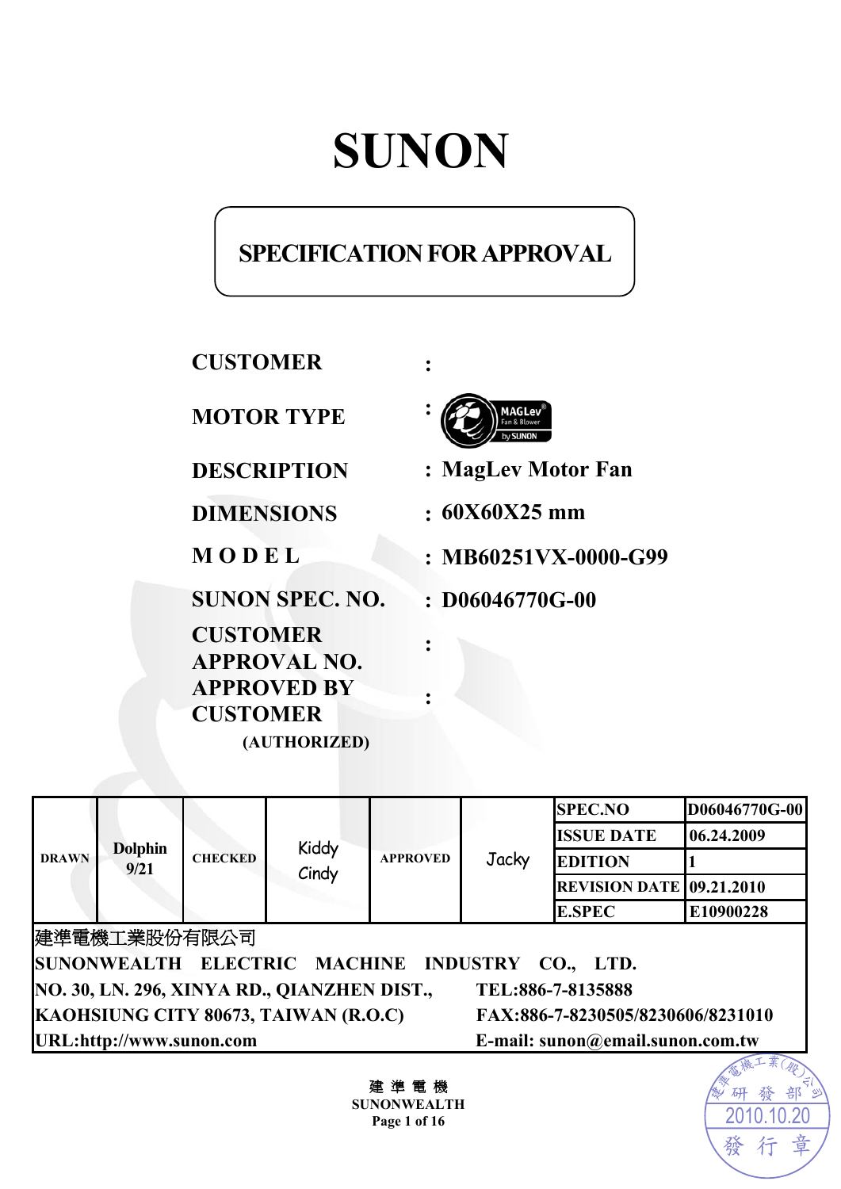# SUNON

## SPECIFICATION FOR APPROVAL

| | | |
|---|---|---|
| **CUSTOMER** | : | |
| **MOTOR TYPE** | : | MAGLev Fan & Blower by SUNON |
| **DESCRIPTION** | : | **MagLev Motor Fan** |
| **DIMENSIONS** | : | **60X60X25 mm** |
| **MODEL** | : | **MB60251VX-0000-G99** |
| **SUNON SPEC. NO.** | : | **D06046770G-00** |
| **CUSTOMER APPROVAL NO.** | : | |
| **APPROVED BY CUSTOMER (AUTHORIZED)** | : | |

| DRAWN | Dolphin 9/21 | CHECKED | Kiddy Cindy | APPROVED | Jacky | SPEC.NO | D06046770G-00 |
|---|---|---|---|---|---|---|---|
| | | | | | | ISSUE DATE | 06.24.2009 |
| | | | | | | EDITION | 1 |
| | | | | | | REVISION DATE | 09.21.2010 |
| | | | | | | E.SPEC | E10900228 |

建準電機工業股份有限公司

**SUNONWEALTH ELECTRIC MACHINE INDUSTRY CO., LTD.**

**NO. 30, LN. 296, XINYA RD., QIANZHEN DIST., KAOHSIUNG CITY 80673, TAIWAN (R.O.C)**

**TEL:886-7-8135888**

**FAX:886-7-8230505/8230606/8231010**

**URL:http://www.sunon.com**

**E-mail: sunon@email.sunon.com.tw**

建準電機工業(股)公司 研發部 2010.10.20 發行章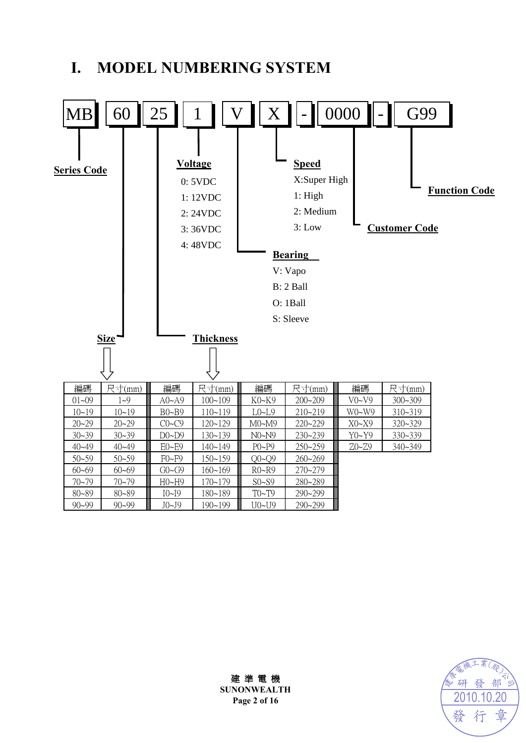# I. MODEL NUMBERING SYSTEM

MB 60 25 1 V X - 0000 - G99

- **MB** — **Series Code**
- **60** — **Size**
- **25** — **Thickness**
- **1** — **Voltage**
  - 0: 5VDC
  - 1: 12VDC
  - 2: 24VDC
  - 3: 36VDC
  - 4: 48VDC
- **V** — **Bearing**
  - V: Vapo
  - B: 2 Ball
  - O: 1Ball
  - S: Sleeve
- **X** — **Speed**
  - X:Super High
  - 1: High
  - 2: Medium
  - 3: Low
- **0000** — **Customer Code**
- **G99** — **Function Code**

| 編碼 | 尺寸(mm) | 編碼 | 尺寸(mm) | 編碼 | 尺寸(mm) | 編碼 | 尺寸(mm) |
|---|---|---|---|---|---|---|---|
| 01~09 | 1~9 | A0~A9 | 100~109 | K0~K9 | 200~209 | V0~V9 | 300~309 |
| 10~19 | 10~19 | B0~B9 | 110~119 | L0~L9 | 210~219 | W0~W9 | 310~319 |
| 20~29 | 20~29 | C0~C9 | 120~129 | M0~M9 | 220~229 | X0~X9 | 320~329 |
| 30~39 | 30~39 | D0~D9 | 130~139 | N0~N9 | 230~239 | Y0~Y9 | 330~339 |
| 40~49 | 40~49 | E0~E9 | 140~149 | P0~P9 | 250~259 | Z0~Z9 | 340~349 |
| 50~59 | 50~59 | F0~F9 | 150~159 | Q0~Q9 | 260~269 | | |
| 60~69 | 60~69 | G0~G9 | 160~169 | R0~R9 | 270~279 | | |
| 70~79 | 70~79 | H0~H9 | 170~179 | S0~S9 | 280~289 | | |
| 80~89 | 80~89 | I0~I9 | 180~189 | T0~T9 | 290~299 | | |
| 90~99 | 90~99 | J0~J9 | 190~199 | U0~U9 | 290~299 | | |

建準電機
SUNONWEALTH

建準電機工業(股)公司 研發部 2010.10.20 發行章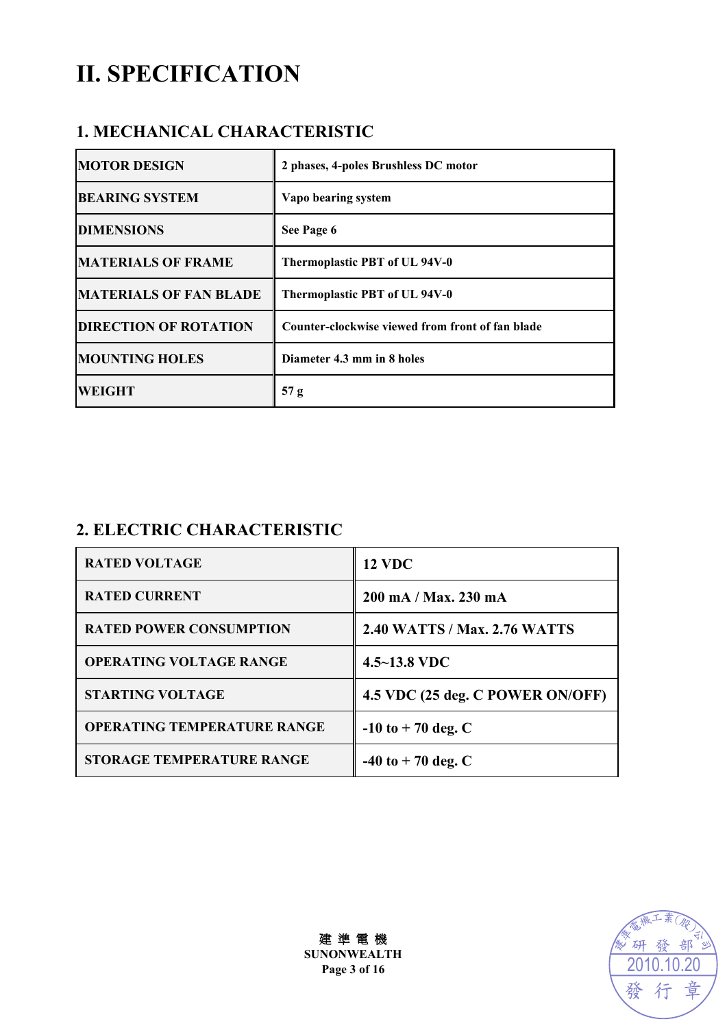# II. SPECIFICATION

## 1. MECHANICAL CHARACTERISTIC

| | |
|---|---|
| MOTOR DESIGN | 2 phases, 4-poles Brushless DC motor |
| BEARING SYSTEM | Vapo bearing system |
| DIMENSIONS | See Page 6 |
| MATERIALS OF FRAME | Thermoplastic PBT of UL 94V-0 |
| MATERIALS OF FAN BLADE | Thermoplastic PBT of UL 94V-0 |
| DIRECTION OF ROTATION | Counter-clockwise viewed from front of fan blade |
| MOUNTING HOLES | Diameter 4.3 mm in 8 holes |
| WEIGHT | 57 g |

## 2. ELECTRIC CHARACTERISTIC

| | |
|---|---|
| RATED VOLTAGE | 12 VDC |
| RATED CURRENT | 200 mA / Max. 230 mA |
| RATED POWER CONSUMPTION | 2.40 WATTS / Max. 2.76 WATTS |
| OPERATING VOLTAGE RANGE | 4.5~13.8 VDC |
| STARTING VOLTAGE | 4.5 VDC (25 deg. C POWER ON/OFF) |
| OPERATING TEMPERATURE RANGE | -10 to + 70 deg. C |
| STORAGE TEMPERATURE RANGE | -40 to + 70 deg. C |

建 準 電 機
SUNONWEALTH

建準電機工業(股)公司 研發部 2010.10.20 發行章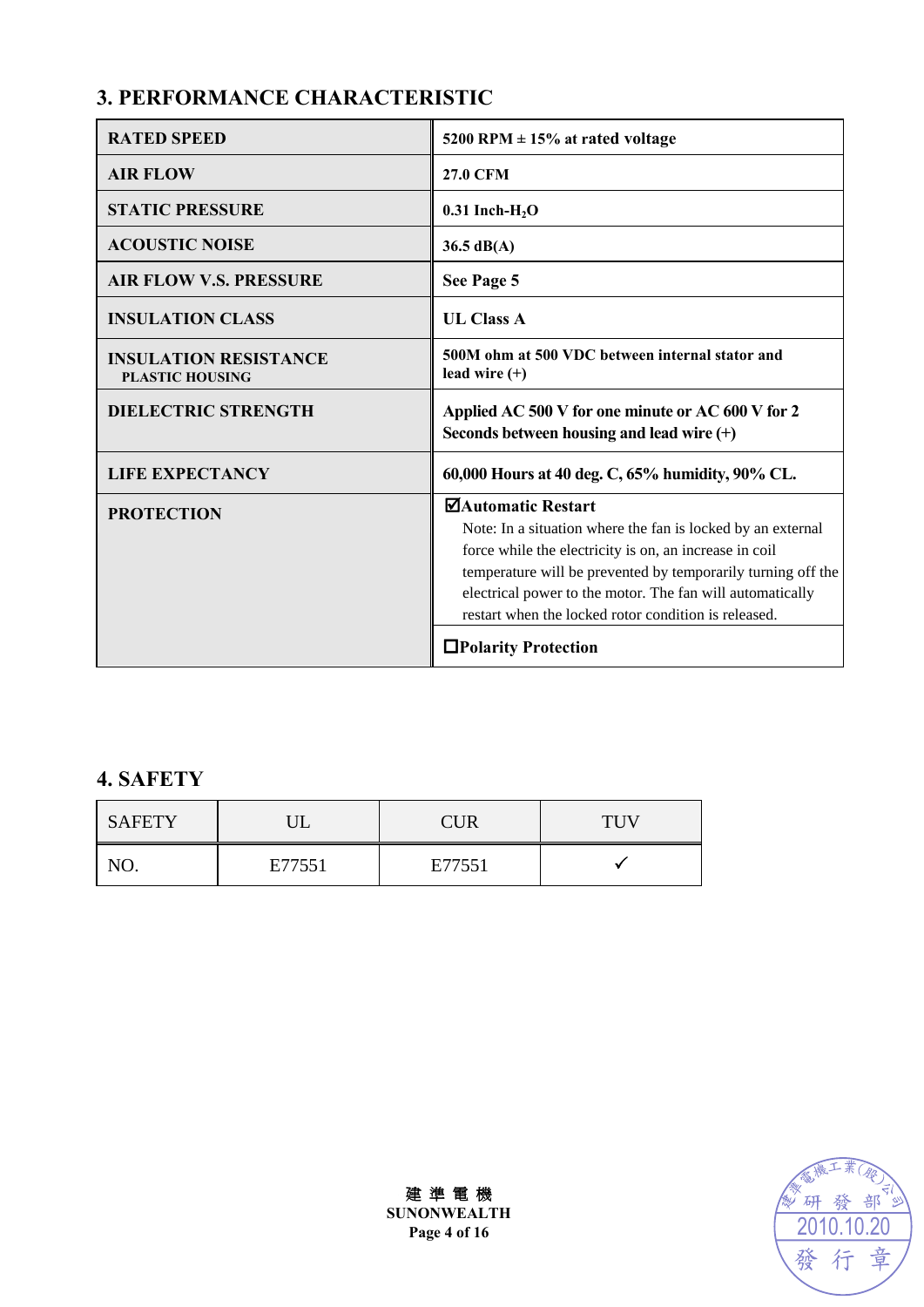## 3. PERFORMANCE CHARACTERISTIC

| | |
|---|---|
| **RATED SPEED** | **5200 RPM ± 15% at rated voltage** |
| **AIR FLOW** | **27.0 CFM** |
| **STATIC PRESSURE** | **0.31 Inch-$H_2O$** |
| **ACOUSTIC NOISE** | **36.5 dB(A)** |
| **AIR FLOW V.S. PRESSURE** | **See Page 5** |
| **INSULATION CLASS** | **UL Class A** |
| **INSULATION RESISTANCE** **PLASTIC HOUSING** | **500M ohm at 500 VDC between internal stator and lead wire (+)** |
| **DIELECTRIC STRENGTH** | **Applied AC 500 V for one minute or AC 600 V for 2 Seconds between housing and lead wire (+)** |
| **LIFE EXPECTANCY** | **60,000 Hours at 40 deg. C, 65% humidity, 90% CL.** |
| **PROTECTION** | ☑**Automatic Restart** Note: In a situation where the fan is locked by an external force while the electricity is on, an increase in coil temperature will be prevented by temporarily turning off the electrical power to the motor. The fan will automatically restart when the locked rotor condition is released. |
| | ☐**Polarity Protection** |

## 4. SAFETY

| SAFETY | UL | CUR | TUV |
|---|---|---|---|
| NO. | E77551 | E77551 | ✓ |

建 準 電 機
**SUNONWEALTH**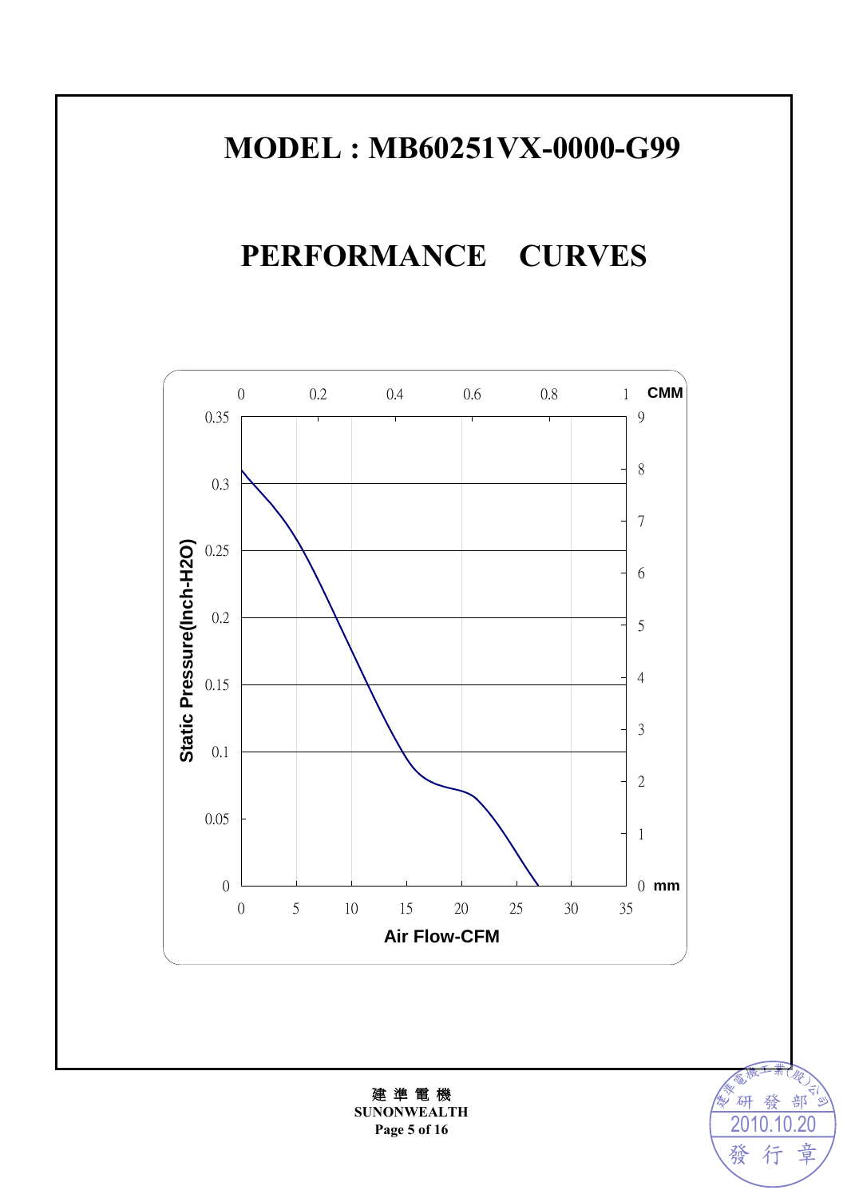# MODEL : MB60251VX-0000-G99

# PERFORMANCE CURVES

0 0.2 0.4 0.6 0.8 1 CMM

Static Pressure(Inch-H2O)

0.35 0.3 0.25 0.2 0.15 0.1 0.05 0

9 8 7 6 5 4 3 2 1 0 mm

0 5 10 15 20 25 30 35

Air Flow-CFM

建 準 電 機
SUNONWEALTH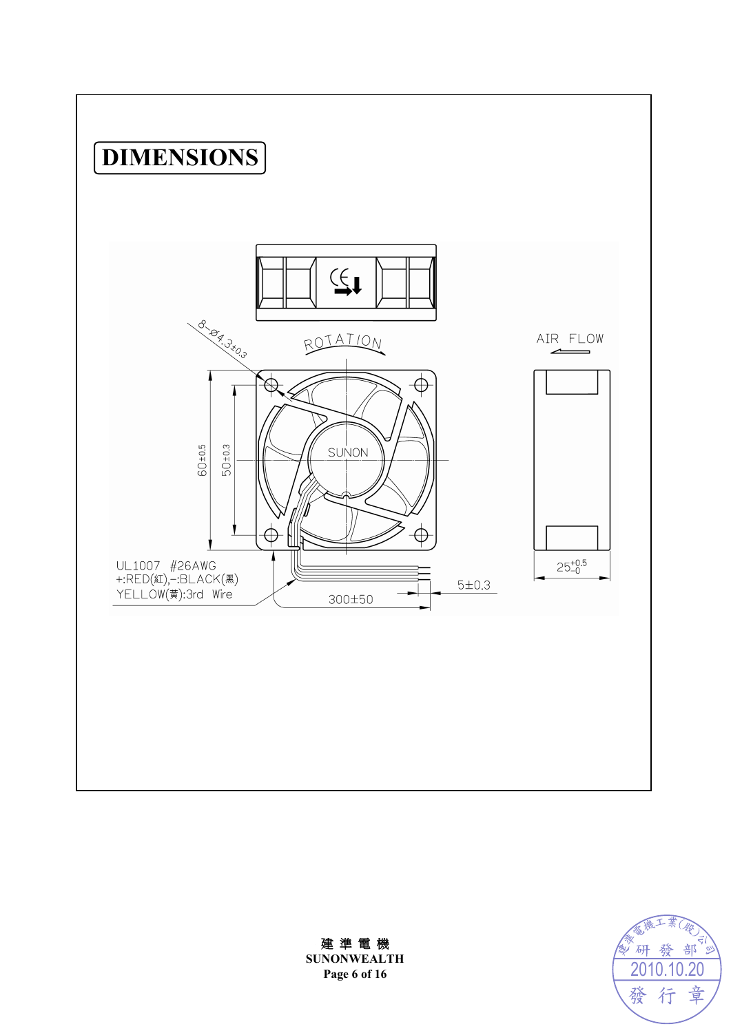# DIMENSIONS

8–Ø4.3±0.3

ROTATION

AIR FLOW

SUNON

60±0.5

50±0.3

UL1007 #26AWG
+:RED(紅),–:BLACK(黑)
YELLOW(黃):3rd Wire

5±0.3

300±50

$25^{+0.5}_{-0}$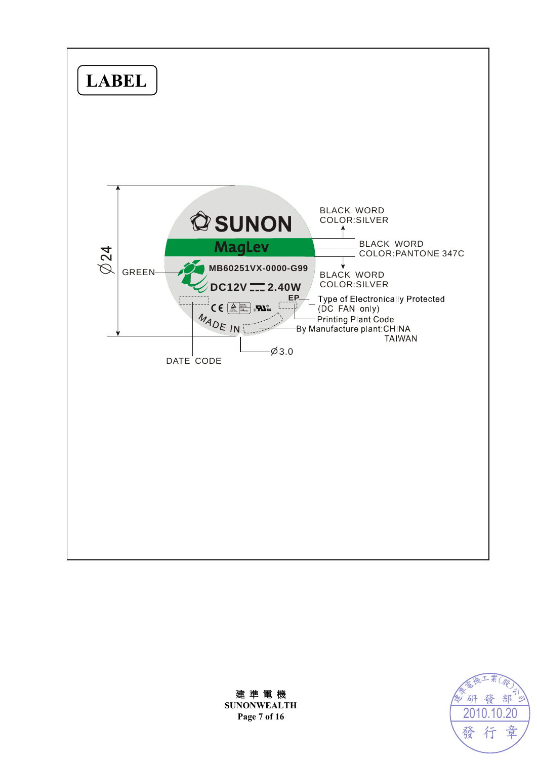# LABEL

Ø24

SUNON

MagLev

MB60251VX-0000-G99

DC12V ⎓ 2.40W

EP

MADE IN

GREEN

BLACK WORD
COLOR:SILVER

BLACK WORD
COLOR:PANTONE 347C

BLACK WORD
COLOR:SILVER

Type of Electronically Protected
(DC FAN only)

Printing Plant Code

By Manufacture plant:CHINA
TAIWAN

Ø3.0

DATE CODE

建準電機
SUNONWEALTH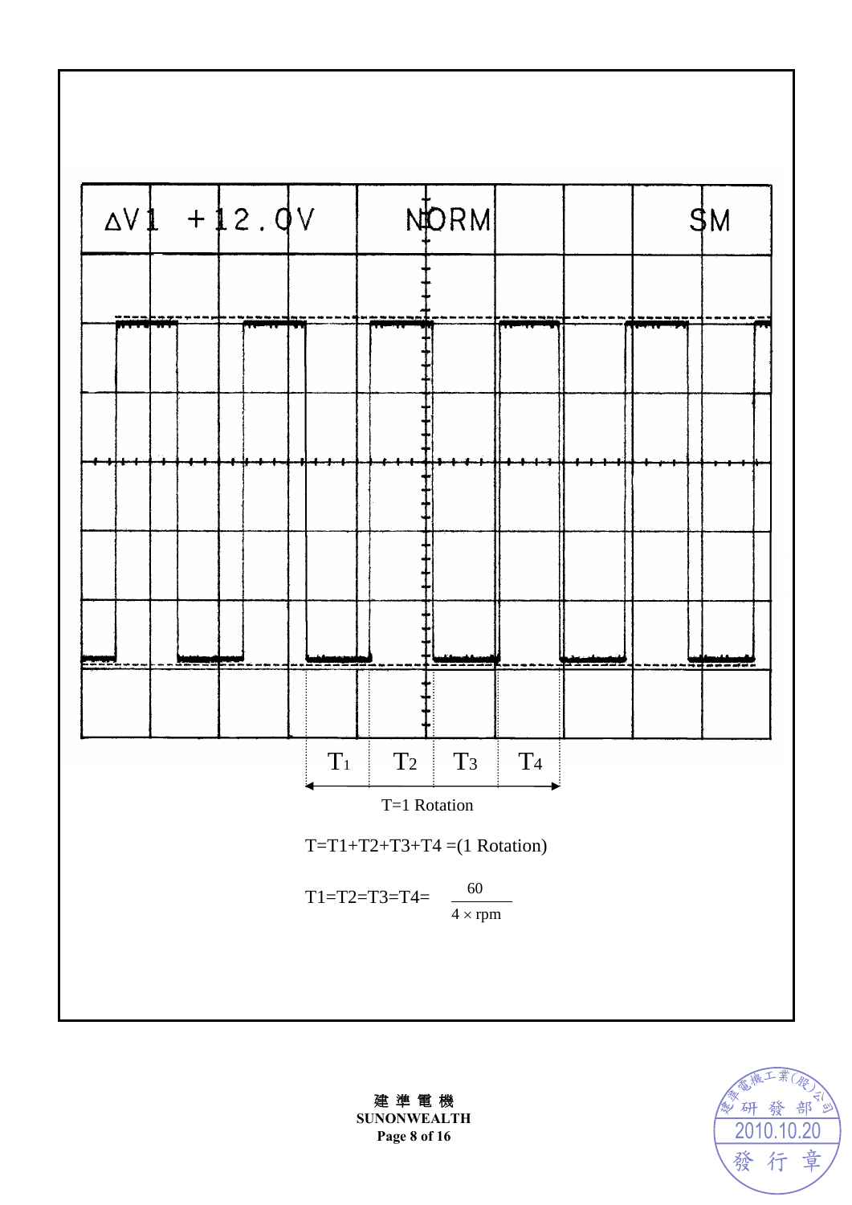ΔV1 +12.0V NORM SM

T1 T2 T3 T4

T=1 Rotation

T=T1+T2+T3+T4 =(1 Rotation)

$$T1=T2=T3=T4=\frac{60}{4 \times rpm}$$

建準電機
SUNONWEALTH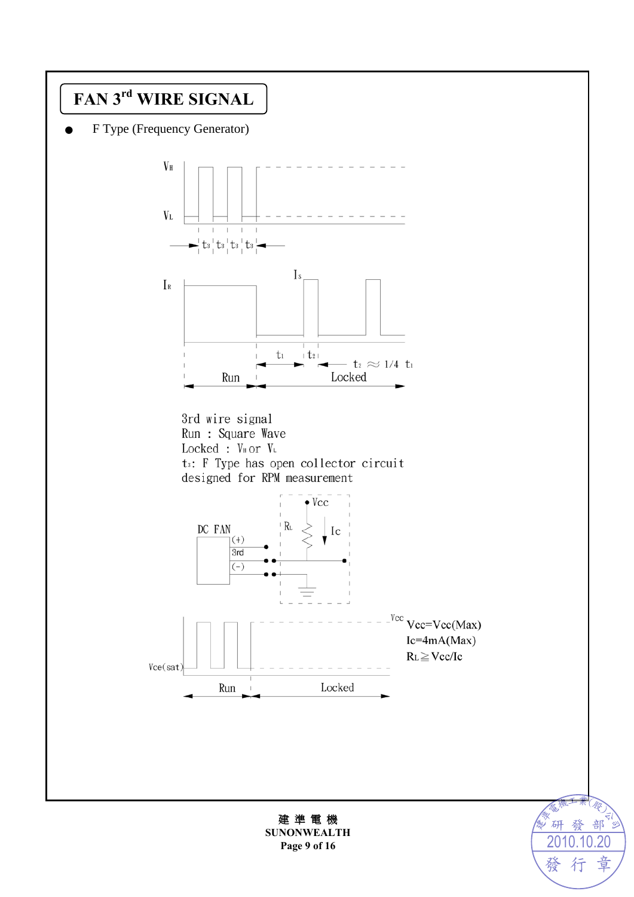# FAN 3rd WIRE SIGNAL

- F Type (Frequency Generator)

$V_H$

$V_L$

$t_3$ $t_3$ $t_3$ $t_3$

$I_R$

$I_s$

$t_1$ $t_2$ $t_2 \approx 1/4\ t_1$

Run Locked

3rd wire signal
Run : Square Wave
Locked : $V_H$ or $V_L$
$t_3$: F Type has open collector circuit
designed for RPM measurement

DC FAN (+) 3rd (-) Vcc $R_L$ Ic

Vcc

Vce(sat)

Run Locked

Vcc=Vcc(Max)
Ic=4mA(Max)
$R_L \geqq Vcc/Ic$

建 準 電 機
SUNONWEALTH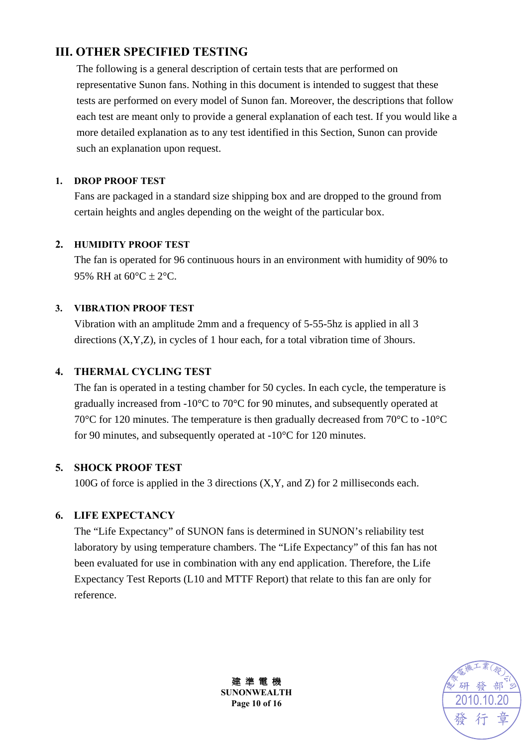## III. OTHER SPECIFIED TESTING

The following is a general description of certain tests that are performed on representative Sunon fans. Nothing in this document is intended to suggest that these tests are performed on every model of Sunon fan. Moreover, the descriptions that follow each test are meant only to provide a general explanation of each test. If you would like a more detailed explanation as to any test identified in this Section, Sunon can provide such an explanation upon request.

### 1. DROP PROOF TEST

Fans are packaged in a standard size shipping box and are dropped to the ground from certain heights and angles depending on the weight of the particular box.

### 2. HUMIDITY PROOF TEST

The fan is operated for 96 continuous hours in an environment with humidity of 90% to 95% RH at 60°C ± 2°C.

### 3. VIBRATION PROOF TEST

Vibration with an amplitude 2mm and a frequency of 5-55-5hz is applied in all 3 directions (X,Y,Z), in cycles of 1 hour each, for a total vibration time of 3hours.

### 4. THERMAL CYCLING TEST

The fan is operated in a testing chamber for 50 cycles. In each cycle, the temperature is gradually increased from -10°C to 70°C for 90 minutes, and subsequently operated at 70°C for 120 minutes. The temperature is then gradually decreased from 70°C to -10°C for 90 minutes, and subsequently operated at -10°C for 120 minutes.

### 5. SHOCK PROOF TEST

100G of force is applied in the 3 directions (X,Y, and Z) for 2 milliseconds each.

### 6. LIFE EXPECTANCY

The “Life Expectancy” of SUNON fans is determined in SUNON’s reliability test laboratory by using temperature chambers. The “Life Expectancy” of this fan has not been evaluated for use in combination with any end application. Therefore, the Life Expectancy Test Reports (L10 and MTTF Report) that relate to this fan are only for reference.

建 準 電 機
SUNONWEALTH

建準電機工業(股)公司 研發部 2010.10.20 發行章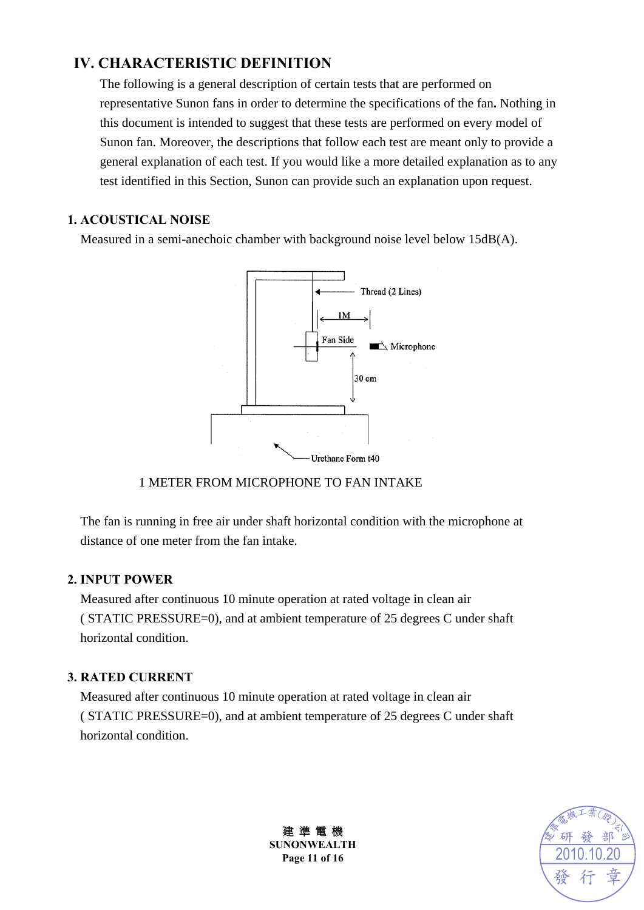## IV. CHARACTERISTIC DEFINITION

The following is a general description of certain tests that are performed on representative Sunon fans in order to determine the specifications of the fan**.** Nothing in this document is intended to suggest that these tests are performed on every model of Sunon fan. Moreover, the descriptions that follow each test are meant only to provide a general explanation of each test. If you would like a more detailed explanation as to any test identified in this Section, Sunon can provide such an explanation upon request.

### 1. ACOUSTICAL NOISE

Measured in a semi-anechoic chamber with background noise level below 15dB(A).

Thread (2 Lines)

1M

Fan Side

Microphone

30 cm

Urethane Form t40

1 METER FROM MICROPHONE TO FAN INTAKE

The fan is running in free air under shaft horizontal condition with the microphone at distance of one meter from the fan intake.

### 2. INPUT POWER

Measured after continuous 10 minute operation at rated voltage in clean air ( STATIC PRESSURE=0), and at ambient temperature of 25 degrees C under shaft horizontal condition.

### 3. RATED CURRENT

Measured after continuous 10 minute operation at rated voltage in clean air ( STATIC PRESSURE=0), and at ambient temperature of 25 degrees C under shaft horizontal condition.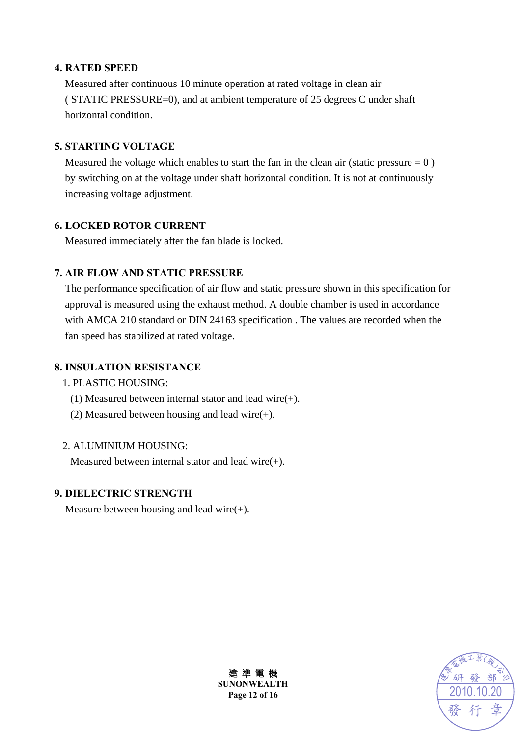**4. RATED SPEED**

Measured after continuous 10 minute operation at rated voltage in clean air ( STATIC PRESSURE=0), and at ambient temperature of 25 degrees C under shaft horizontal condition.

**5. STARTING VOLTAGE**

Measured the voltage which enables to start the fan in the clean air (static pressure = 0 ) by switching on at the voltage under shaft horizontal condition. It is not at continuously increasing voltage adjustment.

**6. LOCKED ROTOR CURRENT**

Measured immediately after the fan blade is locked.

**7. AIR FLOW AND STATIC PRESSURE**

The performance specification of air flow and static pressure shown in this specification for approval is measured using the exhaust method. A double chamber is used in accordance with AMCA 210 standard or DIN 24163 specification . The values are recorded when the fan speed has stabilized at rated voltage.

**8. INSULATION RESISTANCE**

1. PLASTIC HOUSING:
   (1) Measured between internal stator and lead wire(+).
   (2) Measured between housing and lead wire(+).

2. ALUMINIUM HOUSING:
   Measured between internal stator and lead wire(+).

**9. DIELECTRIC STRENGTH**

Measure between housing and lead wire(+).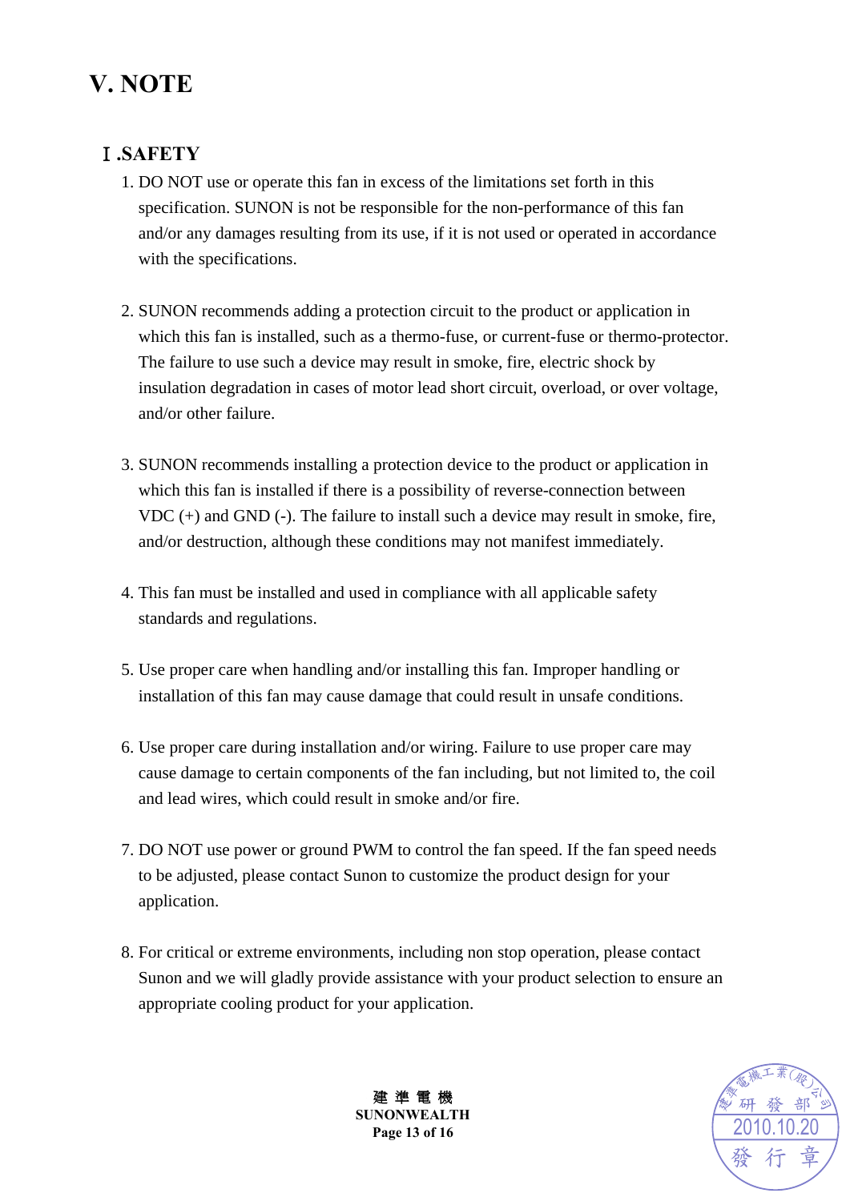# V. NOTE

## Ⅰ.SAFETY

1. DO NOT use or operate this fan in excess of the limitations set forth in this specification. SUNON is not be responsible for the non-performance of this fan and/or any damages resulting from its use, if it is not used or operated in accordance with the specifications.

2. SUNON recommends adding a protection circuit to the product or application in which this fan is installed, such as a thermo-fuse, or current-fuse or thermo-protector. The failure to use such a device may result in smoke, fire, electric shock by insulation degradation in cases of motor lead short circuit, overload, or over voltage, and/or other failure.

3. SUNON recommends installing a protection device to the product or application in which this fan is installed if there is a possibility of reverse-connection between VDC (+) and GND (-). The failure to install such a device may result in smoke, fire, and/or destruction, although these conditions may not manifest immediately.

4. This fan must be installed and used in compliance with all applicable safety standards and regulations.

5. Use proper care when handling and/or installing this fan. Improper handling or installation of this fan may cause damage that could result in unsafe conditions.

6. Use proper care during installation and/or wiring. Failure to use proper care may cause damage to certain components of the fan including, but not limited to, the coil and lead wires, which could result in smoke and/or fire.

7. DO NOT use power or ground PWM to control the fan speed. If the fan speed needs to be adjusted, please contact Sunon to customize the product design for your application.

8. For critical or extreme environments, including non stop operation, please contact Sunon and we will gladly provide assistance with your product selection to ensure an appropriate cooling product for your application.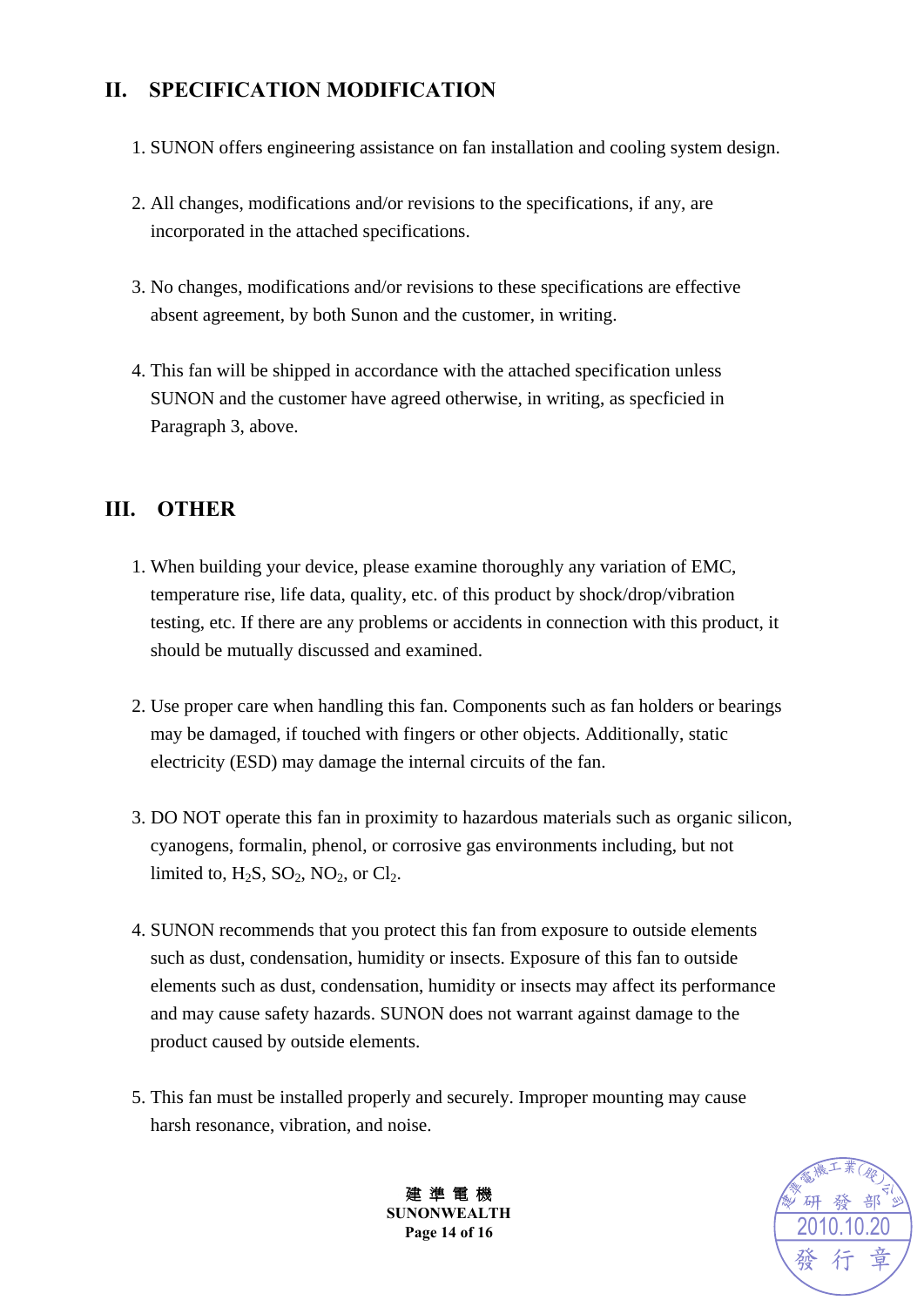## II. SPECIFICATION MODIFICATION

1. SUNON offers engineering assistance on fan installation and cooling system design.

2. All changes, modifications and/or revisions to the specifications, if any, are incorporated in the attached specifications.

3. No changes, modifications and/or revisions to these specifications are effective absent agreement, by both Sunon and the customer, in writing.

4. This fan will be shipped in accordance with the attached specification unless SUNON and the customer have agreed otherwise, in writing, as specficied in Paragraph 3, above.

## III. OTHER

1. When building your device, please examine thoroughly any variation of EMC, temperature rise, life data, quality, etc. of this product by shock/drop/vibration testing, etc. If there are any problems or accidents in connection with this product, it should be mutually discussed and examined.

2. Use proper care when handling this fan. Components such as fan holders or bearings may be damaged, if touched with fingers or other objects. Additionally, static electricity (ESD) may damage the internal circuits of the fan.

3. DO NOT operate this fan in proximity to hazardous materials such as organic silicon, cyanogens, formalin, phenol, or corrosive gas environments including, but not limited to, $H_2S$, $SO_2$, $NO_2$, or $Cl_2$.

4. SUNON recommends that you protect this fan from exposure to outside elements such as dust, condensation, humidity or insects. Exposure of this fan to outside elements such as dust, condensation, humidity or insects may affect its performance and may cause safety hazards. SUNON does not warrant against damage to the product caused by outside elements.

5. This fan must be installed properly and securely. Improper mounting may cause harsh resonance, vibration, and noise.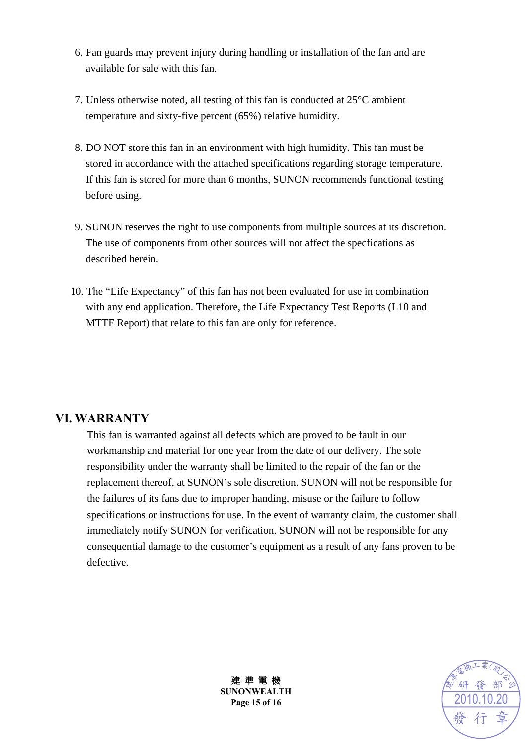6. Fan guards may prevent injury during handling or installation of the fan and are available for sale with this fan.

7. Unless otherwise noted, all testing of this fan is conducted at 25°C ambient temperature and sixty-five percent (65%) relative humidity.

8. DO NOT store this fan in an environment with high humidity. This fan must be stored in accordance with the attached specifications regarding storage temperature. If this fan is stored for more than 6 months, SUNON recommends functional testing before using.

9. SUNON reserves the right to use components from multiple sources at its discretion. The use of components from other sources will not affect the specfications as described herein.

10. The “Life Expectancy” of this fan has not been evaluated for use in combination with any end application. Therefore, the Life Expectancy Test Reports (L10 and MTTF Report) that relate to this fan are only for reference.

## VI. WARRANTY

This fan is warranted against all defects which are proved to be fault in our workmanship and material for one year from the date of our delivery. The sole responsibility under the warranty shall be limited to the repair of the fan or the replacement thereof, at SUNON’s sole discretion. SUNON will not be responsible for the failures of its fans due to improper handing, misuse or the failure to follow specifications or instructions for use. In the event of warranty claim, the customer shall immediately notify SUNON for verification. SUNON will not be responsible for any consequential damage to the customer’s equipment as a result of any fans proven to be defective.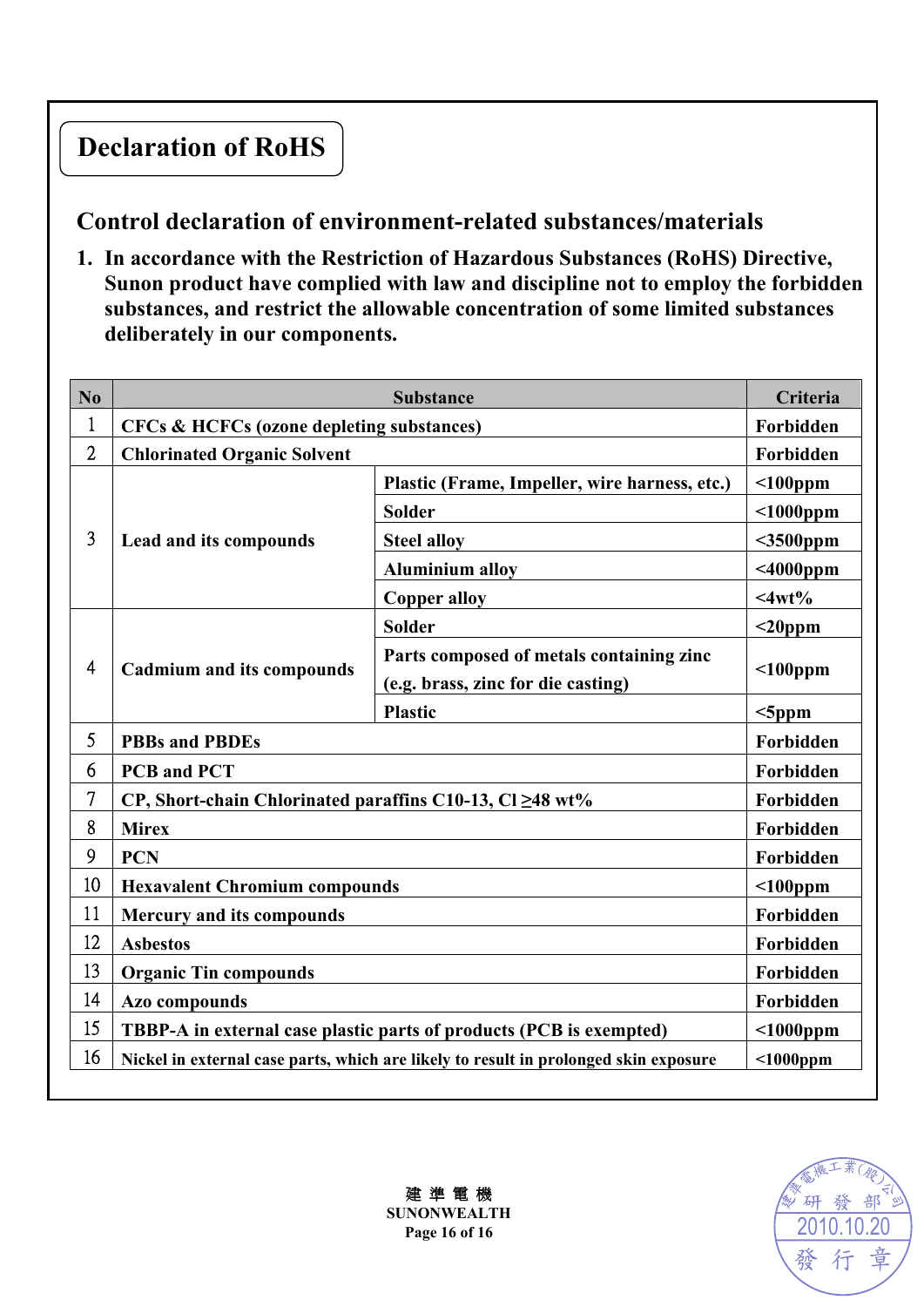# Declaration of RoHS

## Control declaration of environment-related substances/materials

1. **In accordance with the Restriction of Hazardous Substances (RoHS) Directive, Sunon product have complied with law and discipline not to employ the forbidden substances, and restrict the allowable concentration of some limited substances deliberately in our components.**

| No | Substance | | Criteria |
|---|---|---|---|
| 1 | CFCs & HCFCs (ozone depleting substances) | | Forbidden |
| 2 | Chlorinated Organic Solvent | | Forbidden |
| 3 | Lead and its compounds | Plastic (Frame, Impeller, wire harness, etc.) | <100ppm |
| | | Solder | <1000ppm |
| | | Steel alloy | <3500ppm |
| | | Aluminium alloy | <4000ppm |
| | | Copper alloy | <4wt% |
| 4 | Cadmium and its compounds | Solder | <20ppm |
| | | Parts composed of metals containing zinc (e.g. brass, zinc for die casting) | <100ppm |
| | | Plastic | <5ppm |
| 5 | PBBs and PBDEs | | Forbidden |
| 6 | PCB and PCT | | Forbidden |
| 7 | CP, Short-chain Chlorinated paraffins C10-13, Cl ≥48 wt% | | Forbidden |
| 8 | Mirex | | Forbidden |
| 9 | PCN | | Forbidden |
| 10 | Hexavalent Chromium compounds | | <100ppm |
| 11 | Mercury and its compounds | | Forbidden |
| 12 | Asbestos | | Forbidden |
| 13 | Organic Tin compounds | | Forbidden |
| 14 | Azo compounds | | Forbidden |
| 15 | TBBP-A in external case plastic parts of products (PCB is exempted) | | <1000ppm |
| 16 | Nickel in external case parts, which are likely to result in prolonged skin exposure | | <1000ppm |

建 準 電 機
SUNONWEALTH

建準電機工業(股)公司 研發部 2010.10.20 發行章